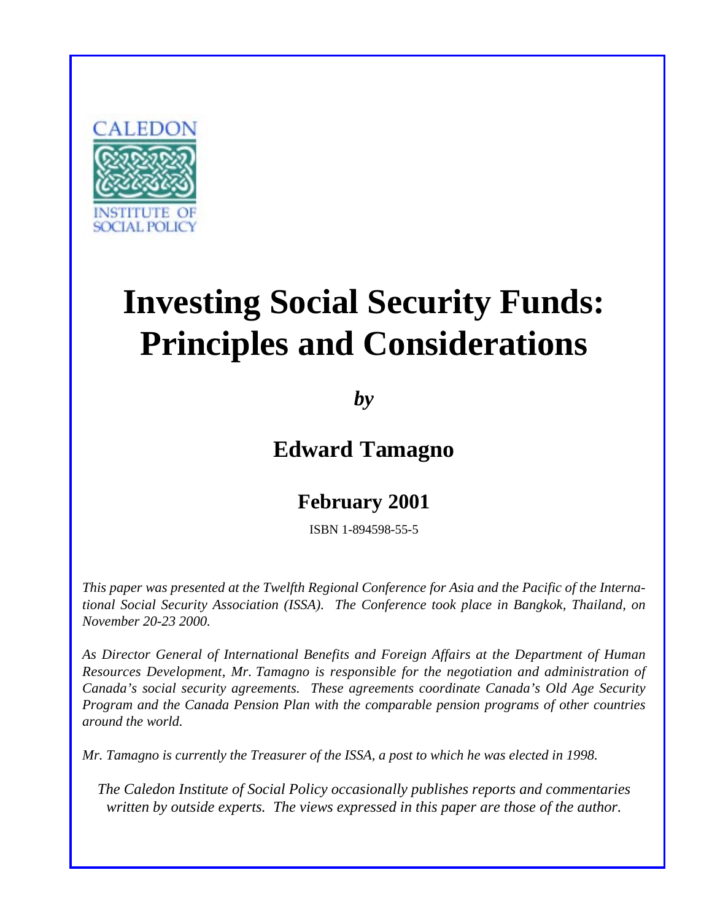CALEDON INSTITUTE OF SOCIAL POLICY

# Investing Social Security Funds: Principles and Considerations

*by*

## Edward Tamagno

## February 2001

ISBN 1-894598-55-5

*This paper was presented at the Twelfth Regional Conference for Asia and the Pacific of the International Social Security Association (ISSA). The Conference took place in Bangkok, Thailand, on November 20-23 2000.*

*As Director General of International Benefits and Foreign Affairs at the Department of Human Resources Development, Mr. Tamagno is responsible for the negotiation and administration of Canada's social security agreements. These agreements coordinate Canada's Old Age Security Program and the Canada Pension Plan with the comparable pension programs of other countries around the world.*

*Mr. Tamagno is currently the Treasurer of the ISSA, a post to which he was elected in 1998.*

*The Caledon Institute of Social Policy occasionally publishes reports and commentaries written by outside experts. The views expressed in this paper are those of the author.*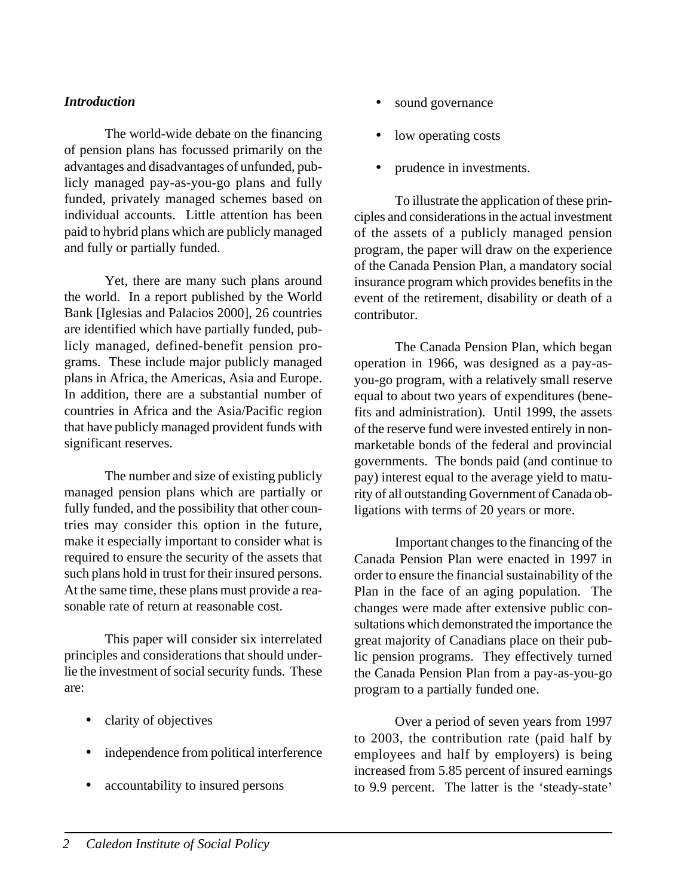### *Introduction*

The world-wide debate on the financing of pension plans has focussed primarily on the advantages and disadvantages of unfunded, publicly managed pay-as-you-go plans and fully funded, privately managed schemes based on individual accounts. Little attention has been paid to hybrid plans which are publicly managed and fully or partially funded.

Yet, there are many such plans around the world. In a report published by the World Bank [Iglesias and Palacios 2000], 26 countries are identified which have partially funded, publicly managed, defined-benefit pension programs. These include major publicly managed plans in Africa, the Americas, Asia and Europe. In addition, there are a substantial number of countries in Africa and the Asia/Pacific region that have publicly managed provident funds with significant reserves.

The number and size of existing publicly managed pension plans which are partially or fully funded, and the possibility that other countries may consider this option in the future, make it especially important to consider what is required to ensure the security of the assets that such plans hold in trust for their insured persons. At the same time, these plans must provide a reasonable rate of return at reasonable cost.

This paper will consider six interrelated principles and considerations that should underlie the investment of social security funds. These are:

- clarity of objectives
- independence from political interference
- accountability to insured persons
- sound governance
- low operating costs
- prudence in investments.

To illustrate the application of these principles and considerations in the actual investment of the assets of a publicly managed pension program, the paper will draw on the experience of the Canada Pension Plan, a mandatory social insurance program which provides benefits in the event of the retirement, disability or death of a contributor.

The Canada Pension Plan, which began operation in 1966, was designed as a pay-as-you-go program, with a relatively small reserve equal to about two years of expenditures (benefits and administration). Until 1999, the assets of the reserve fund were invested entirely in non-marketable bonds of the federal and provincial governments. The bonds paid (and continue to pay) interest equal to the average yield to maturity of all outstanding Government of Canada obligations with terms of 20 years or more.

Important changes to the financing of the Canada Pension Plan were enacted in 1997 in order to ensure the financial sustainability of the Plan in the face of an aging population. The changes were made after extensive public consultations which demonstrated the importance the great majority of Canadians place on their public pension programs. They effectively turned the Canada Pension Plan from a pay-as-you-go program to a partially funded one.

Over a period of seven years from 1997 to 2003, the contribution rate (paid half by employees and half by employers) is being increased from 5.85 percent of insured earnings to 9.9 percent. The latter is the 'steady-state'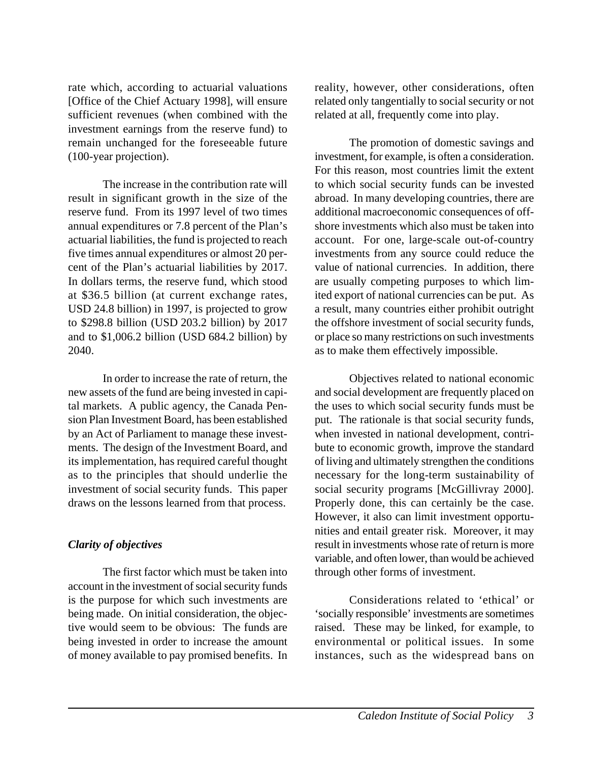rate which, according to actuarial valuations [Office of the Chief Actuary 1998], will ensure sufficient revenues (when combined with the investment earnings from the reserve fund) to remain unchanged for the foreseeable future (100-year projection).

The increase in the contribution rate will result in significant growth in the size of the reserve fund. From its 1997 level of two times annual expenditures or 7.8 percent of the Plan's actuarial liabilities, the fund is projected to reach five times annual expenditures or almost 20 percent of the Plan's actuarial liabilities by 2017. In dollars terms, the reserve fund, which stood at $36.5 billion (at current exchange rates, USD 24.8 billion) in 1997, is projected to grow to $298.8 billion (USD 203.2 billion) by 2017 and to $1,006.2 billion (USD 684.2 billion) by 2040.

In order to increase the rate of return, the new assets of the fund are being invested in capital markets. A public agency, the Canada Pension Plan Investment Board, has been established by an Act of Parliament to manage these investments. The design of the Investment Board, and its implementation, has required careful thought as to the principles that should underlie the investment of social security funds. This paper draws on the lessons learned from that process.

### *Clarity of objectives*

The first factor which must be taken into account in the investment of social security funds is the purpose for which such investments are being made. On initial consideration, the objective would seem to be obvious: The funds are being invested in order to increase the amount of money available to pay promised benefits. In reality, however, other considerations, often related only tangentially to social security or not related at all, frequently come into play.

The promotion of domestic savings and investment, for example, is often a consideration. For this reason, most countries limit the extent to which social security funds can be invested abroad. In many developing countries, there are additional macroeconomic consequences of offshore investments which also must be taken into account. For one, large-scale out-of-country investments from any source could reduce the value of national currencies. In addition, there are usually competing purposes to which limited export of national currencies can be put. As a result, many countries either prohibit outright the offshore investment of social security funds, or place so many restrictions on such investments as to make them effectively impossible.

Objectives related to national economic and social development are frequently placed on the uses to which social security funds must be put. The rationale is that social security funds, when invested in national development, contribute to economic growth, improve the standard of living and ultimately strengthen the conditions necessary for the long-term sustainability of social security programs [McGillivray 2000]. Properly done, this can certainly be the case. However, it also can limit investment opportunities and entail greater risk. Moreover, it may result in investments whose rate of return is more variable, and often lower, than would be achieved through other forms of investment.

Considerations related to 'ethical' or 'socially responsible' investments are sometimes raised. These may be linked, for example, to environmental or political issues. In some instances, such as the widespread bans on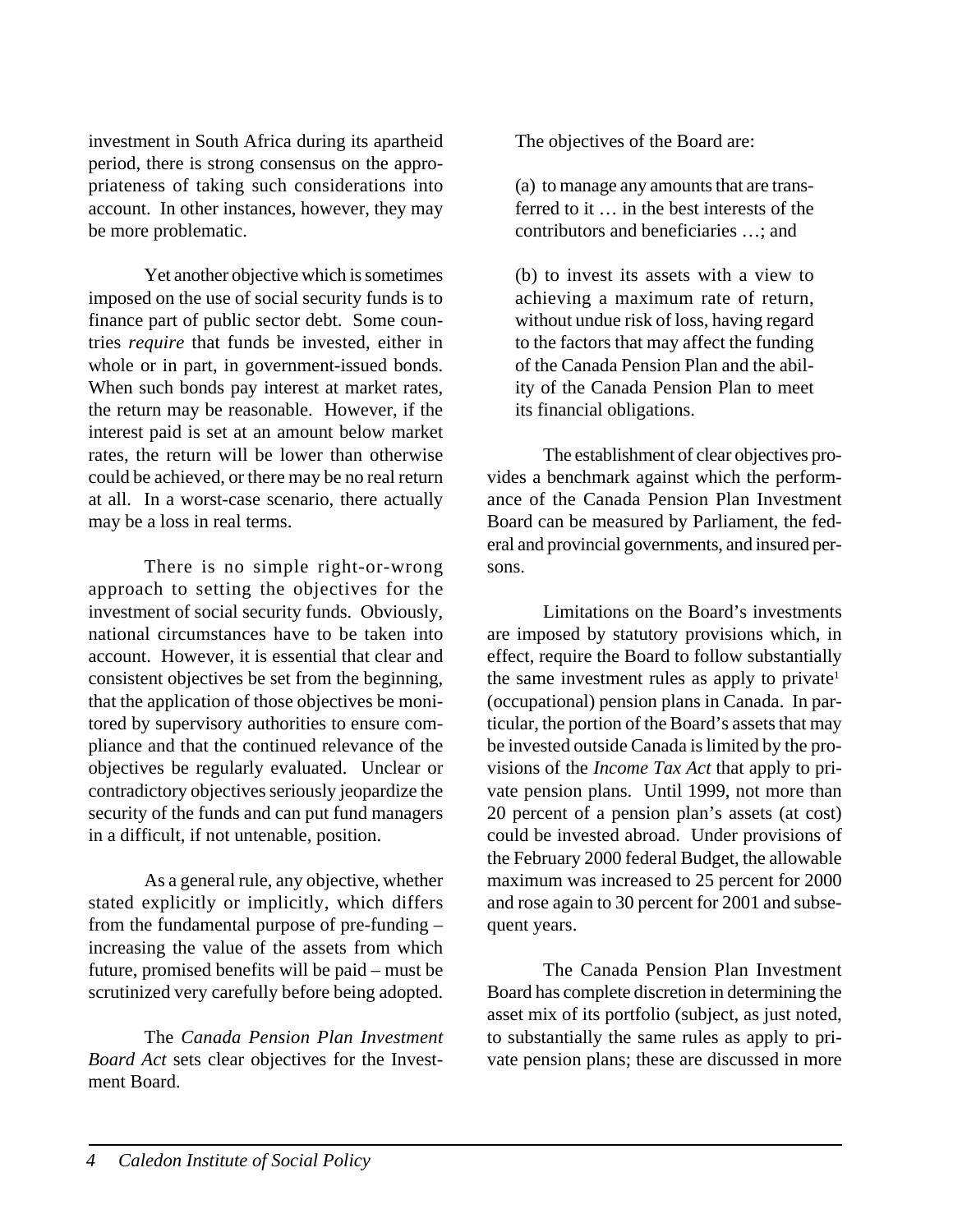investment in South Africa during its apartheid period, there is strong consensus on the appropriateness of taking such considerations into account. In other instances, however, they may be more problematic.

Yet another objective which is sometimes imposed on the use of social security funds is to finance part of public sector debt. Some countries *require* that funds be invested, either in whole or in part, in government-issued bonds. When such bonds pay interest at market rates, the return may be reasonable. However, if the interest paid is set at an amount below market rates, the return will be lower than otherwise could be achieved, or there may be no real return at all. In a worst-case scenario, there actually may be a loss in real terms.

There is no simple right-or-wrong approach to setting the objectives for the investment of social security funds. Obviously, national circumstances have to be taken into account. However, it is essential that clear and consistent objectives be set from the beginning, that the application of those objectives be monitored by supervisory authorities to ensure compliance and that the continued relevance of the objectives be regularly evaluated. Unclear or contradictory objectives seriously jeopardize the security of the funds and can put fund managers in a difficult, if not untenable, position.

As a general rule, any objective, whether stated explicitly or implicitly, which differs from the fundamental purpose of pre-funding – increasing the value of the assets from which future, promised benefits will be paid – must be scrutinized very carefully before being adopted.

The *Canada Pension Plan Investment Board Act* sets clear objectives for the Investment Board.

The objectives of the Board are:

> (a) to manage any amounts that are transferred to it … in the best interests of the contributors and beneficiaries …; and
>
> (b) to invest its assets with a view to achieving a maximum rate of return, without undue risk of loss, having regard to the factors that may affect the funding of the Canada Pension Plan and the ability of the Canada Pension Plan to meet its financial obligations.

The establishment of clear objectives provides a benchmark against which the performance of the Canada Pension Plan Investment Board can be measured by Parliament, the federal and provincial governments, and insured persons.

Limitations on the Board's investments are imposed by statutory provisions which, in effect, require the Board to follow substantially the same investment rules as apply to private[1] (occupational) pension plans in Canada. In particular, the portion of the Board's assets that may be invested outside Canada is limited by the provisions of the *Income Tax Act* that apply to private pension plans. Until 1999, not more than 20 percent of a pension plan's assets (at cost) could be invested abroad. Under provisions of the February 2000 federal Budget, the allowable maximum was increased to 25 percent for 2000 and rose again to 30 percent for 2001 and subsequent years.

The Canada Pension Plan Investment Board has complete discretion in determining the asset mix of its portfolio (subject, as just noted, to substantially the same rules as apply to private pension plans; these are discussed in more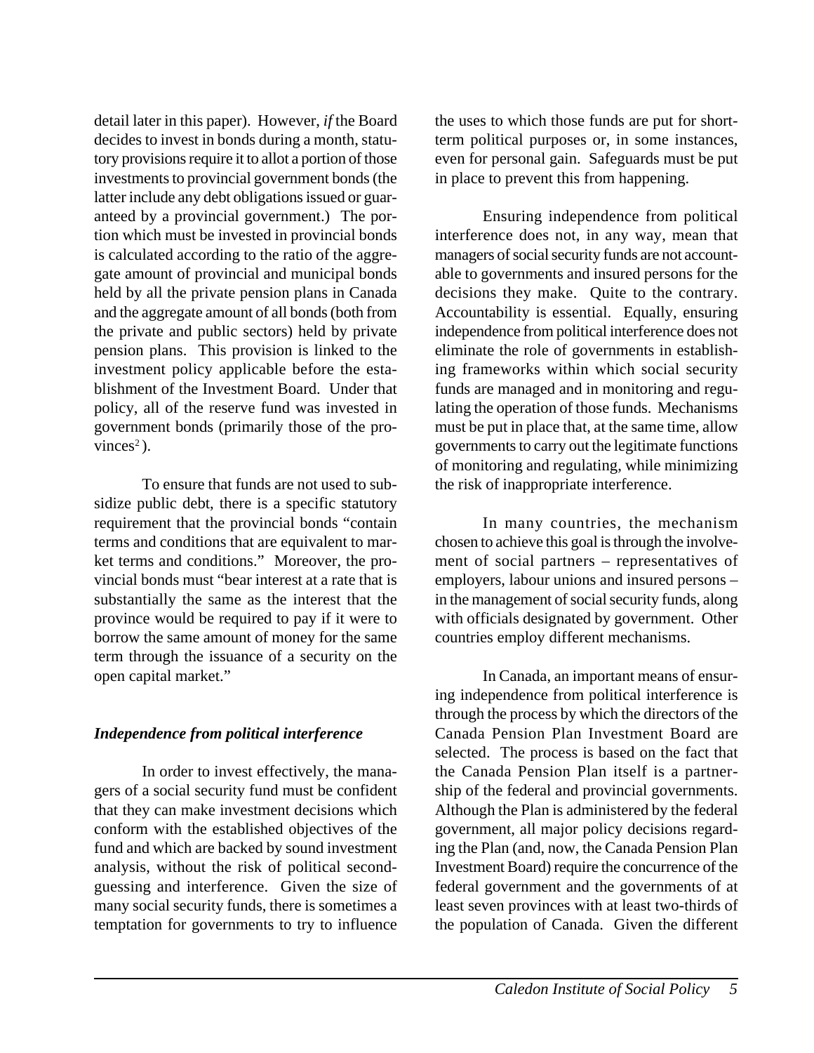detail later in this paper). However, *if* the Board decides to invest in bonds during a month, statutory provisions require it to allot a portion of those investments to provincial government bonds (the latter include any debt obligations issued or guaranteed by a provincial government.) The portion which must be invested in provincial bonds is calculated according to the ratio of the aggregate amount of provincial and municipal bonds held by all the private pension plans in Canada and the aggregate amount of all bonds (both from the private and public sectors) held by private pension plans. This provision is linked to the investment policy applicable before the establishment of the Investment Board. Under that policy, all of the reserve fund was invested in government bonds (primarily those of the provinces[2]).

To ensure that funds are not used to subsidize public debt, there is a specific statutory requirement that the provincial bonds "contain terms and conditions that are equivalent to market terms and conditions." Moreover, the provincial bonds must "bear interest at a rate that is substantially the same as the interest that the province would be required to pay if it were to borrow the same amount of money for the same term through the issuance of a security on the open capital market."

### *Independence from political interference*

In order to invest effectively, the managers of a social security fund must be confident that they can make investment decisions which conform with the established objectives of the fund and which are backed by sound investment analysis, without the risk of political second-guessing and interference. Given the size of many social security funds, there is sometimes a temptation for governments to try to influence the uses to which those funds are put for short-term political purposes or, in some instances, even for personal gain. Safeguards must be put in place to prevent this from happening.

Ensuring independence from political interference does not, in any way, mean that managers of social security funds are not accountable to governments and insured persons for the decisions they make. Quite to the contrary. Accountability is essential. Equally, ensuring independence from political interference does not eliminate the role of governments in establishing frameworks within which social security funds are managed and in monitoring and regulating the operation of those funds. Mechanisms must be put in place that, at the same time, allow governments to carry out the legitimate functions of monitoring and regulating, while minimizing the risk of inappropriate interference.

In many countries, the mechanism chosen to achieve this goal is through the involvement of social partners – representatives of employers, labour unions and insured persons – in the management of social security funds, along with officials designated by government. Other countries employ different mechanisms.

In Canada, an important means of ensuring independence from political interference is through the process by which the directors of the Canada Pension Plan Investment Board are selected. The process is based on the fact that the Canada Pension Plan itself is a partnership of the federal and provincial governments. Although the Plan is administered by the federal government, all major policy decisions regarding the Plan (and, now, the Canada Pension Plan Investment Board) require the concurrence of the federal government and the governments of at least seven provinces with at least two-thirds of the population of Canada. Given the different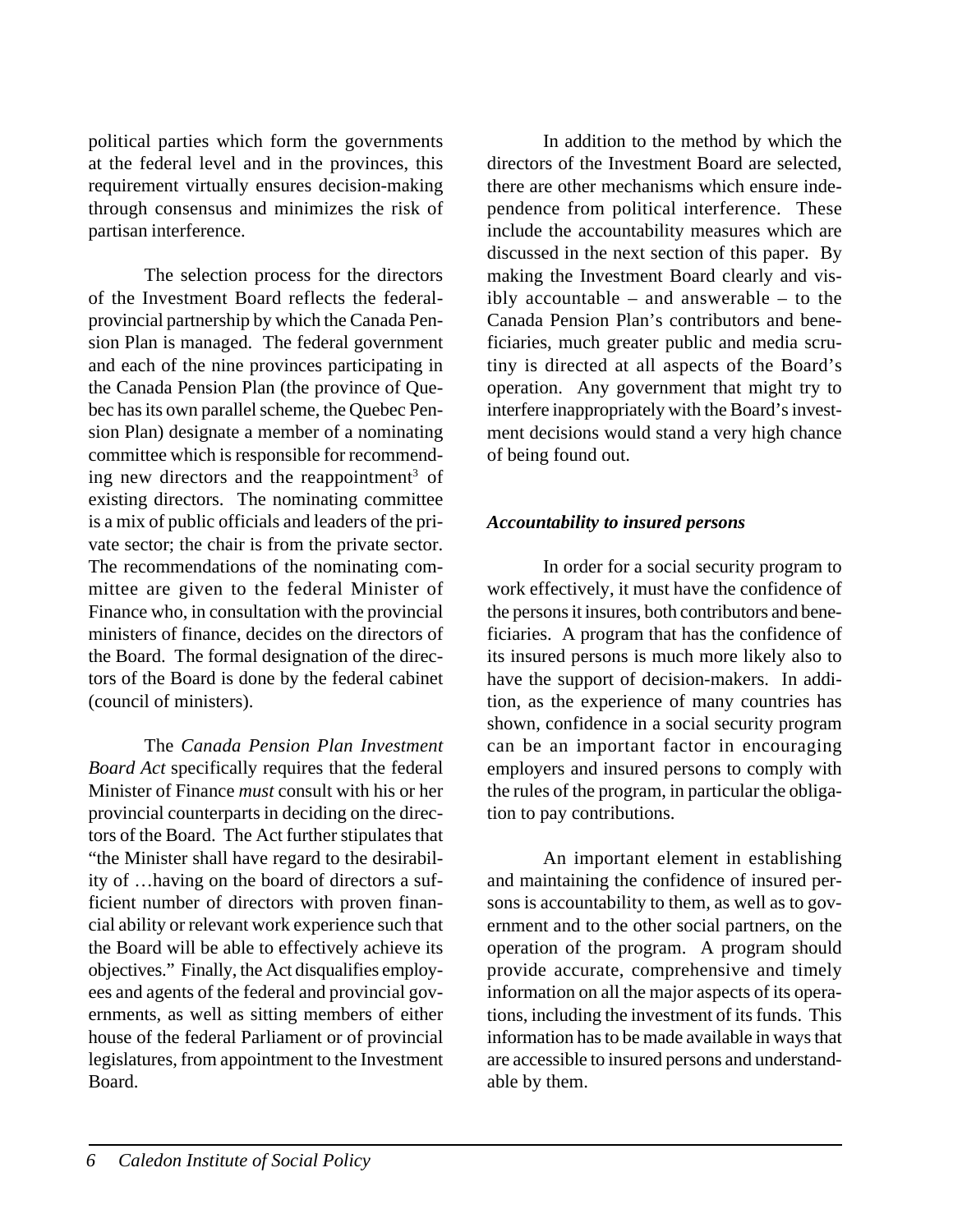political parties which form the governments at the federal level and in the provinces, this requirement virtually ensures decision-making through consensus and minimizes the risk of partisan interference.

The selection process for the directors of the Investment Board reflects the federal-provincial partnership by which the Canada Pension Plan is managed. The federal government and each of the nine provinces participating in the Canada Pension Plan (the province of Quebec has its own parallel scheme, the Quebec Pension Plan) designate a member of a nominating committee which is responsible for recommending new directors and the reappointment[3] of existing directors. The nominating committee is a mix of public officials and leaders of the private sector; the chair is from the private sector. The recommendations of the nominating committee are given to the federal Minister of Finance who, in consultation with the provincial ministers of finance, decides on the directors of the Board. The formal designation of the directors of the Board is done by the federal cabinet (council of ministers).

The *Canada Pension Plan Investment Board Act* specifically requires that the federal Minister of Finance *must* consult with his or her provincial counterparts in deciding on the directors of the Board. The Act further stipulates that "the Minister shall have regard to the desirability of …having on the board of directors a sufficient number of directors with proven financial ability or relevant work experience such that the Board will be able to effectively achieve its objectives." Finally, the Act disqualifies employees and agents of the federal and provincial governments, as well as sitting members of either house of the federal Parliament or of provincial legislatures, from appointment to the Investment Board.

In addition to the method by which the directors of the Investment Board are selected, there are other mechanisms which ensure independence from political interference. These include the accountability measures which are discussed in the next section of this paper. By making the Investment Board clearly and visibly accountable – and answerable – to the Canada Pension Plan's contributors and beneficiaries, much greater public and media scrutiny is directed at all aspects of the Board's operation. Any government that might try to interfere inappropriately with the Board's investment decisions would stand a very high chance of being found out.

### *Accountability to insured persons*

In order for a social security program to work effectively, it must have the confidence of the persons it insures, both contributors and beneficiaries. A program that has the confidence of its insured persons is much more likely also to have the support of decision-makers. In addition, as the experience of many countries has shown, confidence in a social security program can be an important factor in encouraging employers and insured persons to comply with the rules of the program, in particular the obligation to pay contributions.

An important element in establishing and maintaining the confidence of insured persons is accountability to them, as well as to government and to the other social partners, on the operation of the program. A program should provide accurate, comprehensive and timely information on all the major aspects of its operations, including the investment of its funds. This information has to be made available in ways that are accessible to insured persons and understandable by them.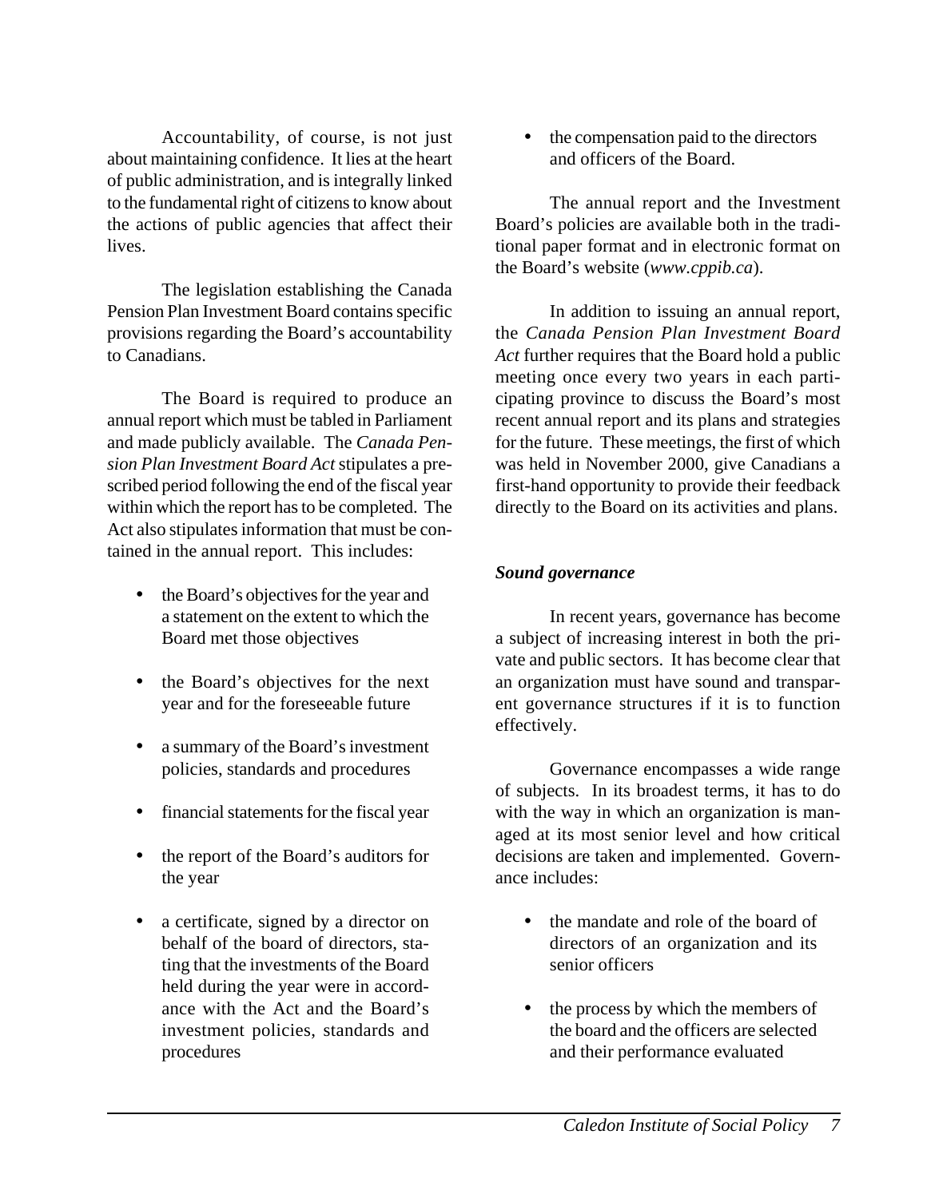Accountability, of course, is not just about maintaining confidence. It lies at the heart of public administration, and is integrally linked to the fundamental right of citizens to know about the actions of public agencies that affect their lives.

The legislation establishing the Canada Pension Plan Investment Board contains specific provisions regarding the Board's accountability to Canadians.

The Board is required to produce an annual report which must be tabled in Parliament and made publicly available. The *Canada Pension Plan Investment Board Act* stipulates a prescribed period following the end of the fiscal year within which the report has to be completed. The Act also stipulates information that must be contained in the annual report. This includes:

- the Board's objectives for the year and a statement on the extent to which the Board met those objectives
- the Board's objectives for the next year and for the foreseeable future
- a summary of the Board's investment policies, standards and procedures
- financial statements for the fiscal year
- the report of the Board's auditors for the year
- a certificate, signed by a director on behalf of the board of directors, stating that the investments of the Board held during the year were in accordance with the Act and the Board's investment policies, standards and procedures
- the compensation paid to the directors and officers of the Board.

The annual report and the Investment Board's policies are available both in the traditional paper format and in electronic format on the Board's website (*www.cppib.ca*).

In addition to issuing an annual report, the *Canada Pension Plan Investment Board Act* further requires that the Board hold a public meeting once every two years in each participating province to discuss the Board's most recent annual report and its plans and strategies for the future. These meetings, the first of which was held in November 2000, give Canadians a first-hand opportunity to provide their feedback directly to the Board on its activities and plans.

***Sound governance***

In recent years, governance has become a subject of increasing interest in both the private and public sectors. It has become clear that an organization must have sound and transparent governance structures if it is to function effectively.

Governance encompasses a wide range of subjects. In its broadest terms, it has to do with the way in which an organization is managed at its most senior level and how critical decisions are taken and implemented. Governance includes:

- the mandate and role of the board of directors of an organization and its senior officers
- the process by which the members of the board and the officers are selected and their performance evaluated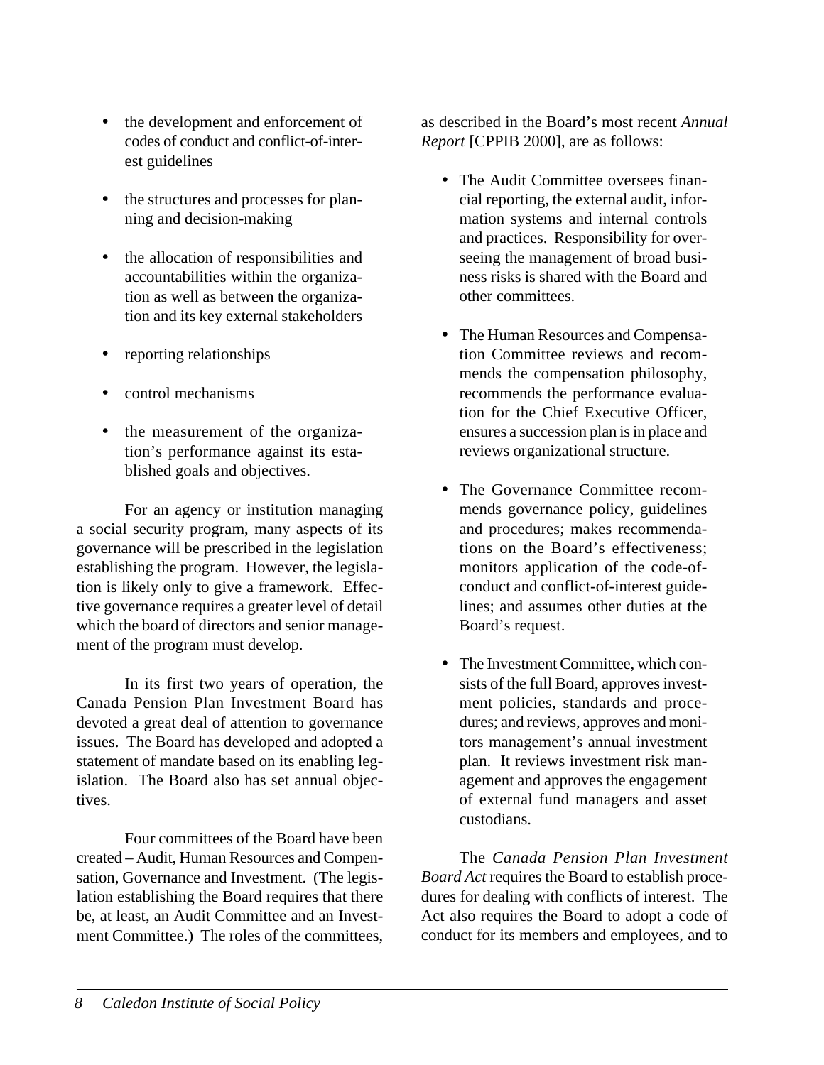- the development and enforcement of codes of conduct and conflict-of-interest guidelines
- the structures and processes for planning and decision-making
- the allocation of responsibilities and accountabilities within the organization as well as between the organization and its key external stakeholders
- reporting relationships
- control mechanisms
- the measurement of the organization's performance against its established goals and objectives.

For an agency or institution managing a social security program, many aspects of its governance will be prescribed in the legislation establishing the program. However, the legislation is likely only to give a framework. Effective governance requires a greater level of detail which the board of directors and senior management of the program must develop.

In its first two years of operation, the Canada Pension Plan Investment Board has devoted a great deal of attention to governance issues. The Board has developed and adopted a statement of mandate based on its enabling legislation. The Board also has set annual objectives.

Four committees of the Board have been created – Audit, Human Resources and Compensation, Governance and Investment. (The legislation establishing the Board requires that there be, at least, an Audit Committee and an Investment Committee.) The roles of the committees, as described in the Board's most recent *Annual Report* [CPPIB 2000], are as follows:

- The Audit Committee oversees financial reporting, the external audit, information systems and internal controls and practices. Responsibility for overseeing the management of broad business risks is shared with the Board and other committees.
- The Human Resources and Compensation Committee reviews and recommends the compensation philosophy, recommends the performance evaluation for the Chief Executive Officer, ensures a succession plan is in place and reviews organizational structure.
- The Governance Committee recommends governance policy, guidelines and procedures; makes recommendations on the Board's effectiveness; monitors application of the code-of-conduct and conflict-of-interest guidelines; and assumes other duties at the Board's request.
- The Investment Committee, which consists of the full Board, approves investment policies, standards and procedures; and reviews, approves and monitors management's annual investment plan. It reviews investment risk management and approves the engagement of external fund managers and asset custodians.

The *Canada Pension Plan Investment Board Act* requires the Board to establish procedures for dealing with conflicts of interest. The Act also requires the Board to adopt a code of conduct for its members and employees, and to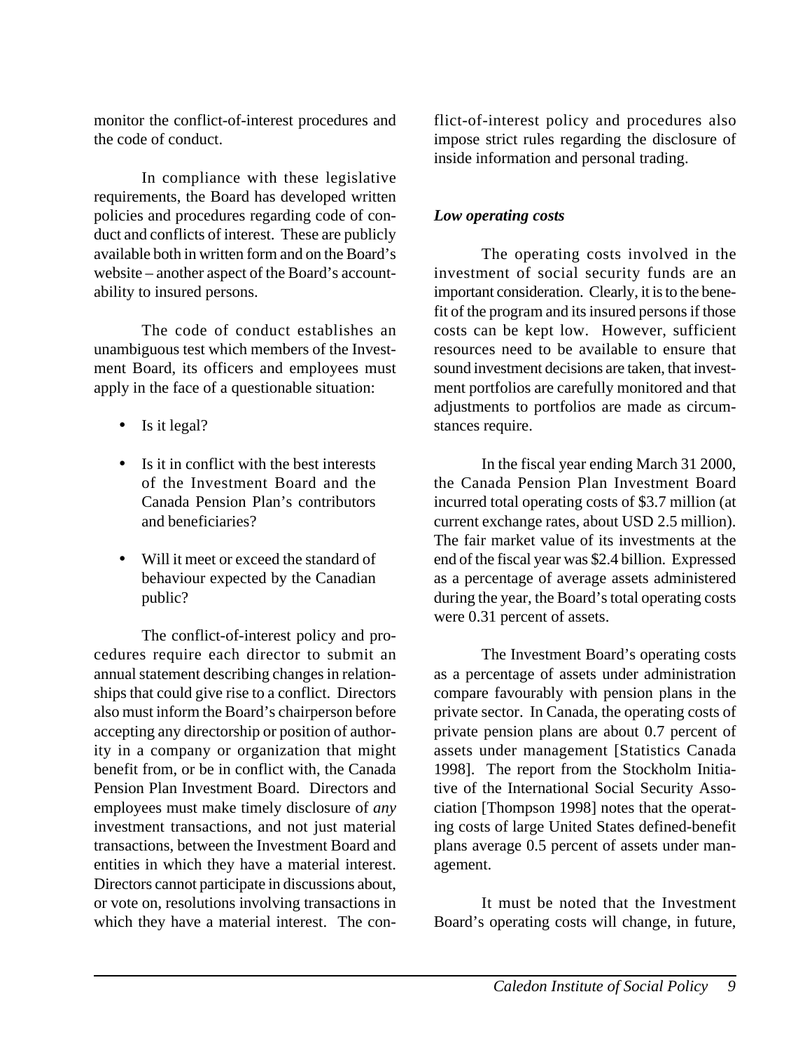monitor the conflict-of-interest procedures and the code of conduct.

In compliance with these legislative requirements, the Board has developed written policies and procedures regarding code of conduct and conflicts of interest. These are publicly available both in written form and on the Board's website – another aspect of the Board's accountability to insured persons.

The code of conduct establishes an unambiguous test which members of the Investment Board, its officers and employees must apply in the face of a questionable situation:

- Is it legal?
- Is it in conflict with the best interests of the Investment Board and the Canada Pension Plan's contributors and beneficiaries?
- Will it meet or exceed the standard of behaviour expected by the Canadian public?

The conflict-of-interest policy and procedures require each director to submit an annual statement describing changes in relationships that could give rise to a conflict. Directors also must inform the Board's chairperson before accepting any directorship or position of authority in a company or organization that might benefit from, or be in conflict with, the Canada Pension Plan Investment Board. Directors and employees must make timely disclosure of *any* investment transactions, and not just material transactions, between the Investment Board and entities in which they have a material interest. Directors cannot participate in discussions about, or vote on, resolutions involving transactions in which they have a material interest. The conflict-of-interest policy and procedures also impose strict rules regarding the disclosure of inside information and personal trading.

### *Low operating costs*

The operating costs involved in the investment of social security funds are an important consideration. Clearly, it is to the benefit of the program and its insured persons if those costs can be kept low. However, sufficient resources need to be available to ensure that sound investment decisions are taken, that investment portfolios are carefully monitored and that adjustments to portfolios are made as circumstances require.

In the fiscal year ending March 31 2000, the Canada Pension Plan Investment Board incurred total operating costs of $3.7 million (at current exchange rates, about USD 2.5 million). The fair market value of its investments at the end of the fiscal year was $2.4 billion. Expressed as a percentage of average assets administered during the year, the Board's total operating costs were 0.31 percent of assets.

The Investment Board's operating costs as a percentage of assets under administration compare favourably with pension plans in the private sector. In Canada, the operating costs of private pension plans are about 0.7 percent of assets under management [Statistics Canada 1998]. The report from the Stockholm Initiative of the International Social Security Association [Thompson 1998] notes that the operating costs of large United States defined-benefit plans average 0.5 percent of assets under management.

It must be noted that the Investment Board's operating costs will change, in future,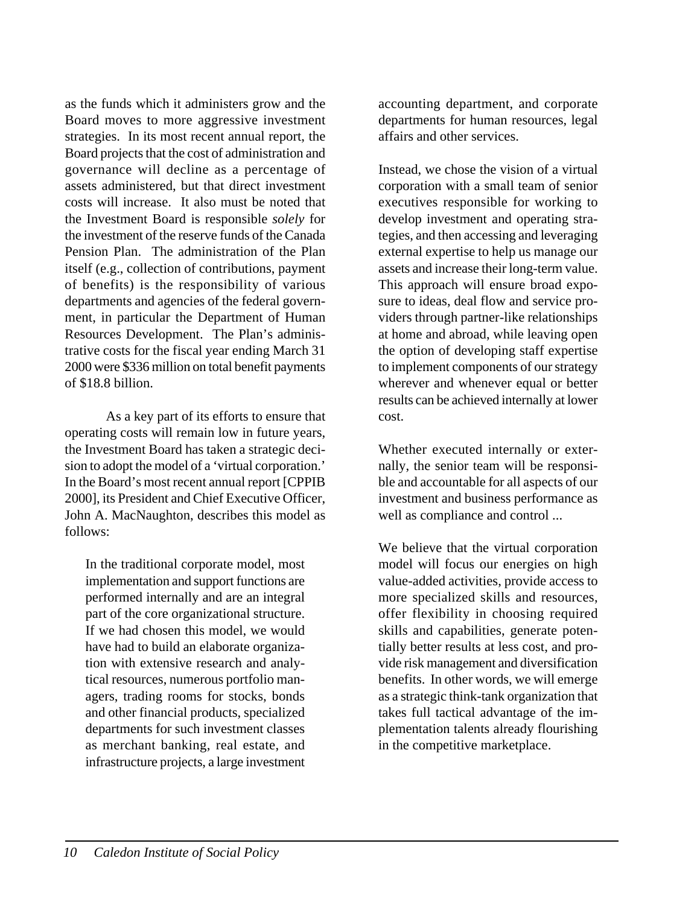as the funds which it administers grow and the Board moves to more aggressive investment strategies. In its most recent annual report, the Board projects that the cost of administration and governance will decline as a percentage of assets administered, but that direct investment costs will increase. It also must be noted that the Investment Board is responsible *solely* for the investment of the reserve funds of the Canada Pension Plan. The administration of the Plan itself (e.g., collection of contributions, payment of benefits) is the responsibility of various departments and agencies of the federal government, in particular the Department of Human Resources Development. The Plan's administrative costs for the fiscal year ending March 31 2000 were $336 million on total benefit payments of $18.8 billion.

As a key part of its efforts to ensure that operating costs will remain low in future years, the Investment Board has taken a strategic decision to adopt the model of a 'virtual corporation.' In the Board's most recent annual report [CPPIB 2000], its President and Chief Executive Officer, John A. MacNaughton, describes this model as follows:

> In the traditional corporate model, most implementation and support functions are performed internally and are an integral part of the core organizational structure. If we had chosen this model, we would have had to build an elaborate organization with extensive research and analytical resources, numerous portfolio managers, trading rooms for stocks, bonds and other financial products, specialized departments for such investment classes as merchant banking, real estate, and infrastructure projects, a large investment accounting department, and corporate departments for human resources, legal affairs and other services.
>
> Instead, we chose the vision of a virtual corporation with a small team of senior executives responsible for working to develop investment and operating strategies, and then accessing and leveraging external expertise to help us manage our assets and increase their long-term value. This approach will ensure broad exposure to ideas, deal flow and service providers through partner-like relationships at home and abroad, while leaving open the option of developing staff expertise to implement components of our strategy wherever and whenever equal or better results can be achieved internally at lower cost.
>
> Whether executed internally or externally, the senior team will be responsible and accountable for all aspects of our investment and business performance as well as compliance and control ...
>
> We believe that the virtual corporation model will focus our energies on high value-added activities, provide access to more specialized skills and resources, offer flexibility in choosing required skills and capabilities, generate potentially better results at less cost, and provide risk management and diversification benefits. In other words, we will emerge as a strategic think-tank organization that takes full tactical advantage of the implementation talents already flourishing in the competitive marketplace.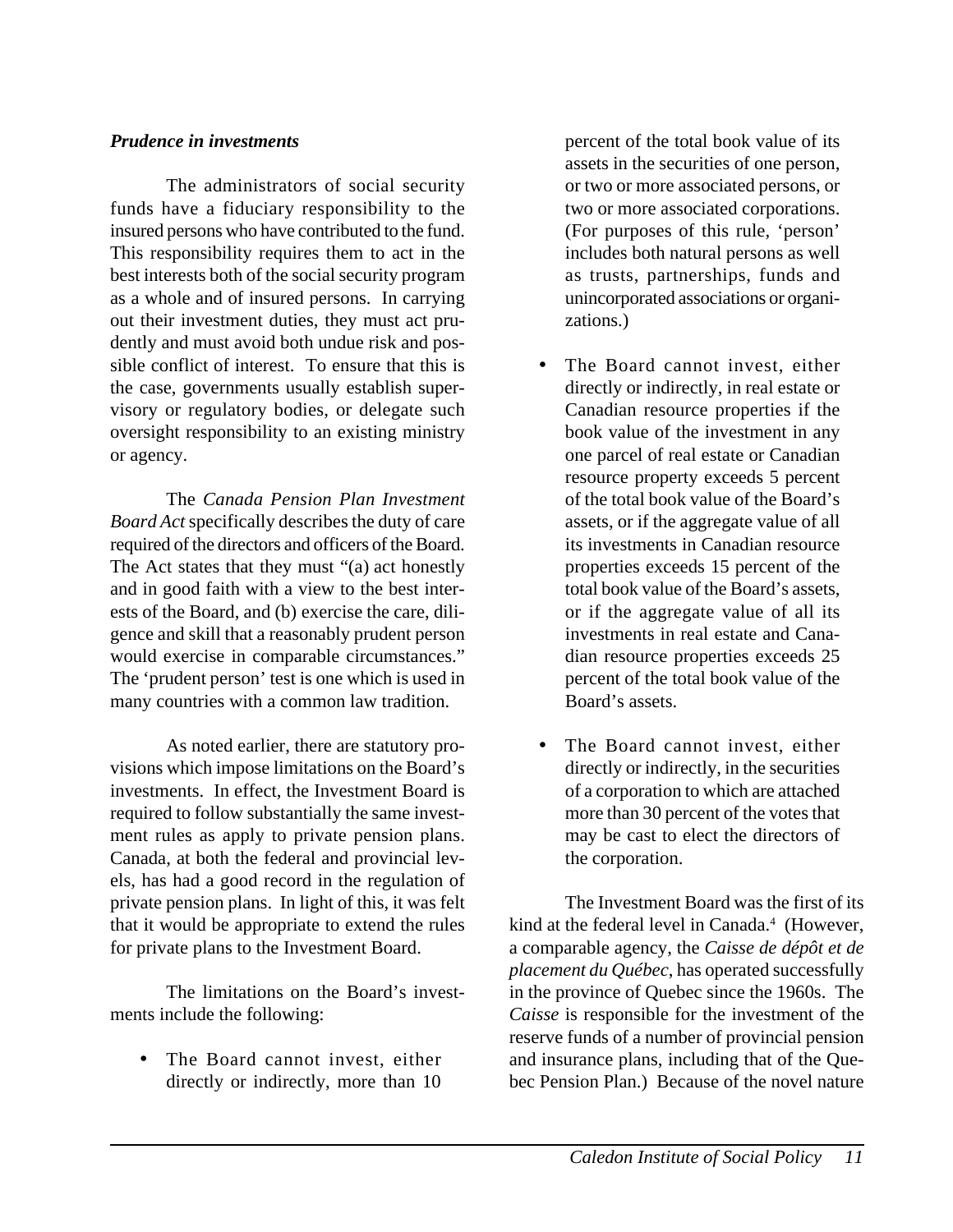***Prudence in investments***

The administrators of social security funds have a fiduciary responsibility to the insured persons who have contributed to the fund. This responsibility requires them to act in the best interests both of the social security program as a whole and of insured persons. In carrying out their investment duties, they must act prudently and must avoid both undue risk and possible conflict of interest. To ensure that this is the case, governments usually establish supervisory or regulatory bodies, or delegate such oversight responsibility to an existing ministry or agency.

The *Canada Pension Plan Investment Board Act* specifically describes the duty of care required of the directors and officers of the Board. The Act states that they must "(a) act honestly and in good faith with a view to the best interests of the Board, and (b) exercise the care, diligence and skill that a reasonably prudent person would exercise in comparable circumstances." The 'prudent person' test is one which is used in many countries with a common law tradition.

As noted earlier, there are statutory provisions which impose limitations on the Board's investments. In effect, the Investment Board is required to follow substantially the same investment rules as apply to private pension plans. Canada, at both the federal and provincial levels, has had a good record in the regulation of private pension plans. In light of this, it was felt that it would be appropriate to extend the rules for private plans to the Investment Board.

The limitations on the Board's investments include the following:

- The Board cannot invest, either directly or indirectly, more than 10 percent of the total book value of its assets in the securities of one person, or two or more associated persons, or two or more associated corporations. (For purposes of this rule, 'person' includes both natural persons as well as trusts, partnerships, funds and unincorporated associations or organizations.)
- The Board cannot invest, either directly or indirectly, in real estate or Canadian resource properties if the book value of the investment in any one parcel of real estate or Canadian resource property exceeds 5 percent of the total book value of the Board's assets, or if the aggregate value of all its investments in Canadian resource properties exceeds 15 percent of the total book value of the Board's assets, or if the aggregate value of all its investments in real estate and Canadian resource properties exceeds 25 percent of the total book value of the Board's assets.
- The Board cannot invest, either directly or indirectly, in the securities of a corporation to which are attached more than 30 percent of the votes that may be cast to elect the directors of the corporation.

The Investment Board was the first of its kind at the federal level in Canada.[4] (However, a comparable agency, the *Caisse de dépôt et de placement du Québec*, has operated successfully in the province of Quebec since the 1960s. The *Caisse* is responsible for the investment of the reserve funds of a number of provincial pension and insurance plans, including that of the Quebec Pension Plan.) Because of the novel nature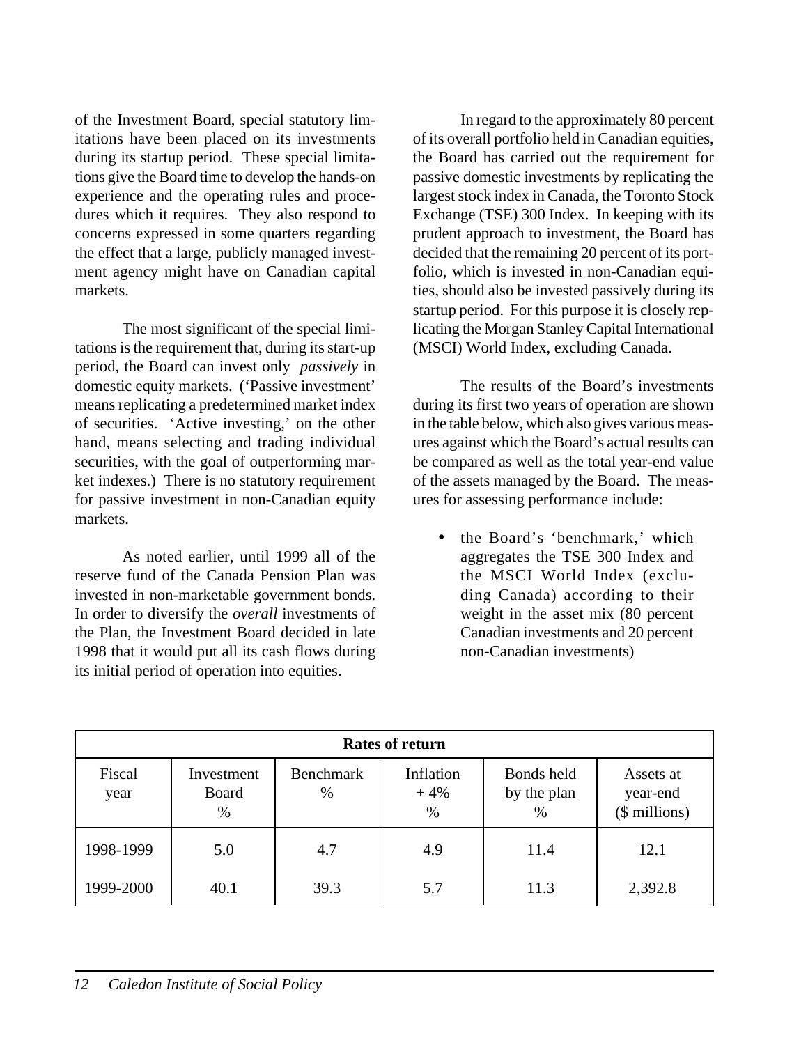of the Investment Board, special statutory limitations have been placed on its investments during its startup period. These special limitations give the Board time to develop the hands-on experience and the operating rules and procedures which it requires. They also respond to concerns expressed in some quarters regarding the effect that a large, publicly managed investment agency might have on Canadian capital markets.

The most significant of the special limitations is the requirement that, during its start-up period, the Board can invest only *passively* in domestic equity markets. ('Passive investment' means replicating a predetermined market index of securities. 'Active investing,' on the other hand, means selecting and trading individual securities, with the goal of outperforming market indexes.) There is no statutory requirement for passive investment in non-Canadian equity markets.

As noted earlier, until 1999 all of the reserve fund of the Canada Pension Plan was invested in non-marketable government bonds. In order to diversify the *overall* investments of the Plan, the Investment Board decided in late 1998 that it would put all its cash flows during its initial period of operation into equities.

In regard to the approximately 80 percent of its overall portfolio held in Canadian equities, the Board has carried out the requirement for passive domestic investments by replicating the largest stock index in Canada, the Toronto Stock Exchange (TSE) 300 Index. In keeping with its prudent approach to investment, the Board has decided that the remaining 20 percent of its portfolio, which is invested in non-Canadian equities, should also be invested passively during its startup period. For this purpose it is closely replicating the Morgan Stanley Capital International (MSCI) World Index, excluding Canada.

The results of the Board's investments during its first two years of operation are shown in the table below, which also gives various measures against which the Board's actual results can be compared as well as the total year-end value of the assets managed by the Board. The measures for assessing performance include:

- the Board's 'benchmark,' which aggregates the TSE 300 Index and the MSCI World Index (excluding Canada) according to their weight in the asset mix (80 percent Canadian investments and 20 percent non-Canadian investments)

| **Rates of return** | | | | | |
|---|---|---|---|---|---|
| Fiscal year | Investment Board % | Benchmark % | Inflation + 4% % | Bonds held by the plan % | Assets at year-end ($ millions) |
| 1998-1999 | 5.0 | 4.7 | 4.9 | 11.4 | 12.1 |
| 1999-2000 | 40.1 | 39.3 | 5.7 | 11.3 | 2,392.8 |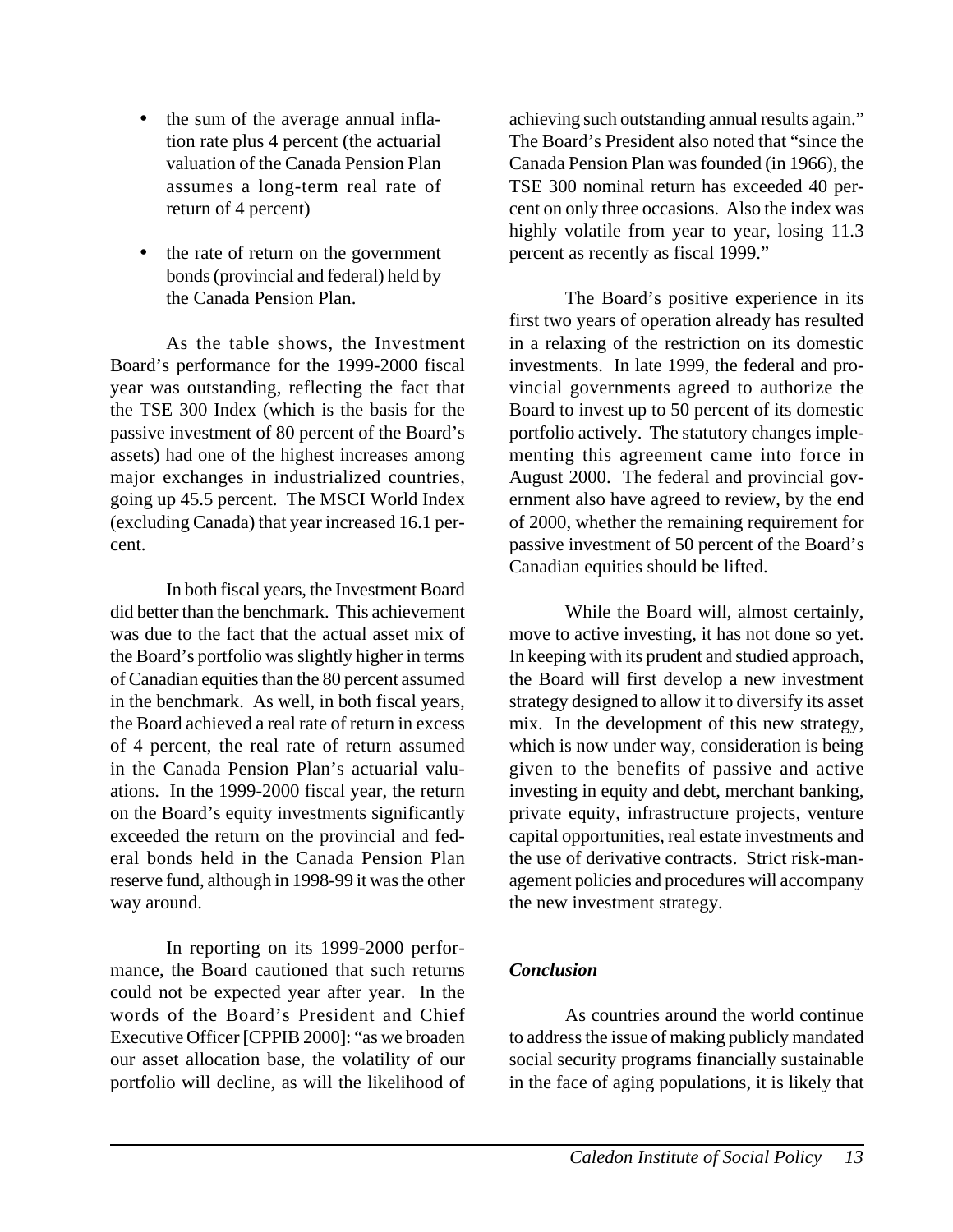- the sum of the average annual inflation rate plus 4 percent (the actuarial valuation of the Canada Pension Plan assumes a long-term real rate of return of 4 percent)

- the rate of return on the government bonds (provincial and federal) held by the Canada Pension Plan.

As the table shows, the Investment Board's performance for the 1999-2000 fiscal year was outstanding, reflecting the fact that the TSE 300 Index (which is the basis for the passive investment of 80 percent of the Board's assets) had one of the highest increases among major exchanges in industrialized countries, going up 45.5 percent. The MSCI World Index (excluding Canada) that year increased 16.1 percent.

In both fiscal years, the Investment Board did better than the benchmark. This achievement was due to the fact that the actual asset mix of the Board's portfolio was slightly higher in terms of Canadian equities than the 80 percent assumed in the benchmark. As well, in both fiscal years, the Board achieved a real rate of return in excess of 4 percent, the real rate of return assumed in the Canada Pension Plan's actuarial valuations. In the 1999-2000 fiscal year, the return on the Board's equity investments significantly exceeded the return on the provincial and federal bonds held in the Canada Pension Plan reserve fund, although in 1998-99 it was the other way around.

In reporting on its 1999-2000 performance, the Board cautioned that such returns could not be expected year after year. In the words of the Board's President and Chief Executive Officer [CPPIB 2000]: "as we broaden our asset allocation base, the volatility of our portfolio will decline, as will the likelihood of achieving such outstanding annual results again." The Board's President also noted that "since the Canada Pension Plan was founded (in 1966), the TSE 300 nominal return has exceeded 40 percent on only three occasions. Also the index was highly volatile from year to year, losing 11.3 percent as recently as fiscal 1999."

The Board's positive experience in its first two years of operation already has resulted in a relaxing of the restriction on its domestic investments. In late 1999, the federal and provincial governments agreed to authorize the Board to invest up to 50 percent of its domestic portfolio actively. The statutory changes implementing this agreement came into force in August 2000. The federal and provincial government also have agreed to review, by the end of 2000, whether the remaining requirement for passive investment of 50 percent of the Board's Canadian equities should be lifted.

While the Board will, almost certainly, move to active investing, it has not done so yet. In keeping with its prudent and studied approach, the Board will first develop a new investment strategy designed to allow it to diversify its asset mix. In the development of this new strategy, which is now under way, consideration is being given to the benefits of passive and active investing in equity and debt, merchant banking, private equity, infrastructure projects, venture capital opportunities, real estate investments and the use of derivative contracts. Strict risk-management policies and procedures will accompany the new investment strategy.

### *Conclusion*

As countries around the world continue to address the issue of making publicly mandated social security programs financially sustainable in the face of aging populations, it is likely that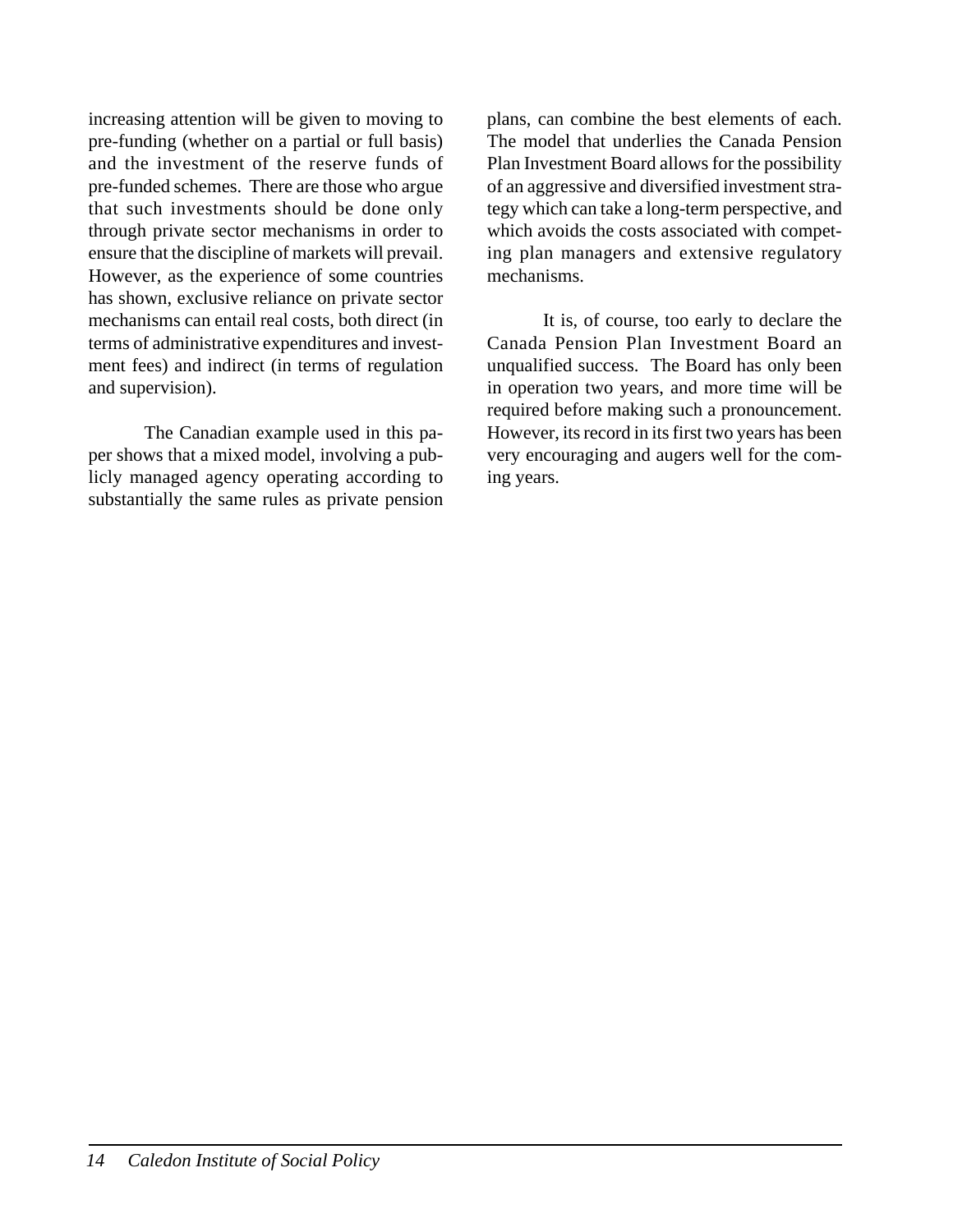increasing attention will be given to moving to pre-funding (whether on a partial or full basis) and the investment of the reserve funds of pre-funded schemes. There are those who argue that such investments should be done only through private sector mechanisms in order to ensure that the discipline of markets will prevail. However, as the experience of some countries has shown, exclusive reliance on private sector mechanisms can entail real costs, both direct (in terms of administrative expenditures and investment fees) and indirect (in terms of regulation and supervision).

The Canadian example used in this paper shows that a mixed model, involving a publicly managed agency operating according to substantially the same rules as private pension plans, can combine the best elements of each. The model that underlies the Canada Pension Plan Investment Board allows for the possibility of an aggressive and diversified investment strategy which can take a long-term perspective, and which avoids the costs associated with competing plan managers and extensive regulatory mechanisms.

It is, of course, too early to declare the Canada Pension Plan Investment Board an unqualified success. The Board has only been in operation two years, and more time will be required before making such a pronouncement. However, its record in its first two years has been very encouraging and augers well for the coming years.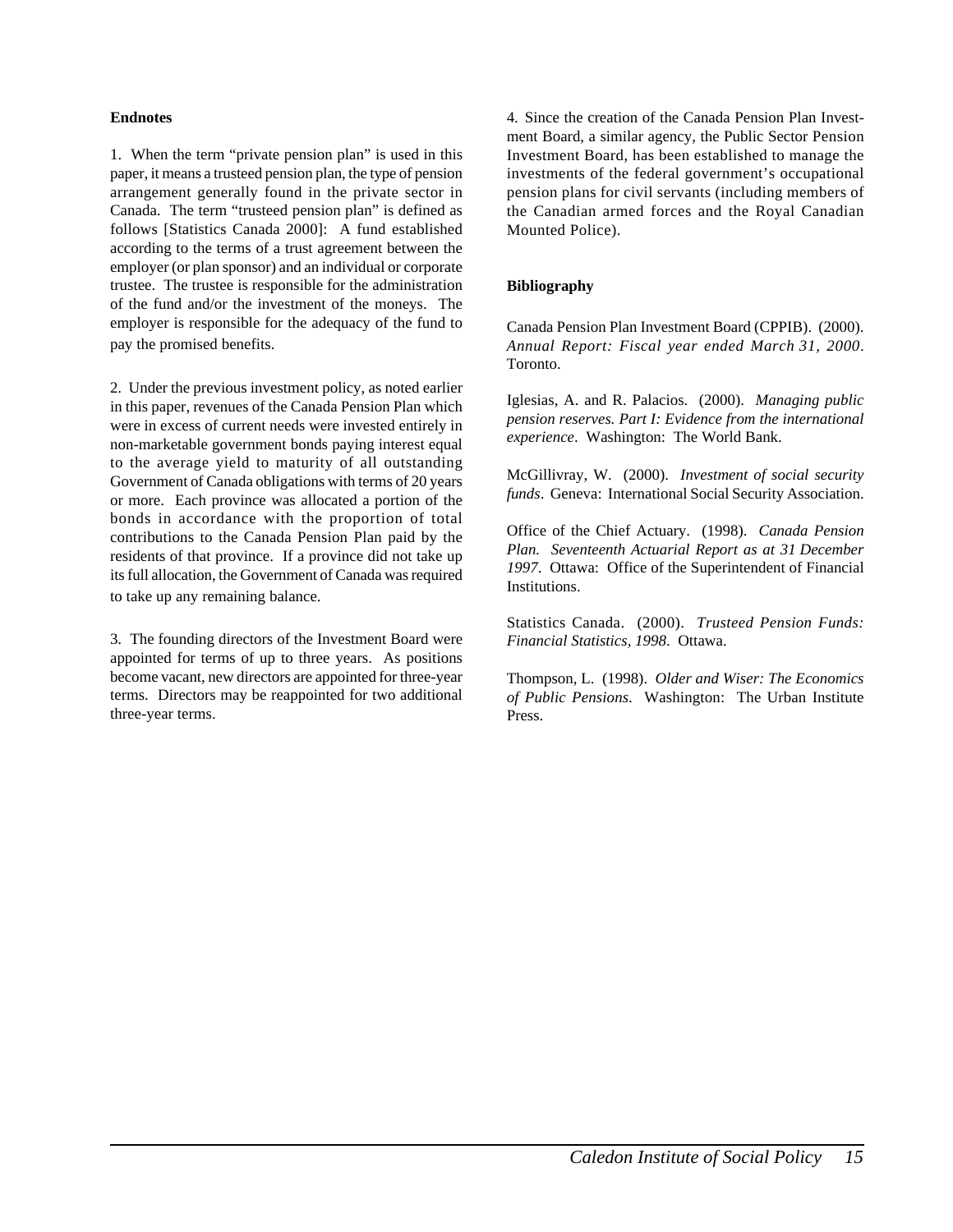## Endnotes

1. When the term "private pension plan" is used in this paper, it means a trusteed pension plan, the type of pension arrangement generally found in the private sector in Canada. The term "trusteed pension plan" is defined as follows [Statistics Canada 2000]: A fund established according to the terms of a trust agreement between the employer (or plan sponsor) and an individual or corporate trustee. The trustee is responsible for the administration of the fund and/or the investment of the moneys. The employer is responsible for the adequacy of the fund to pay the promised benefits.

2. Under the previous investment policy, as noted earlier in this paper, revenues of the Canada Pension Plan which were in excess of current needs were invested entirely in non-marketable government bonds paying interest equal to the average yield to maturity of all outstanding Government of Canada obligations with terms of 20 years or more. Each province was allocated a portion of the bonds in accordance with the proportion of total contributions to the Canada Pension Plan paid by the residents of that province. If a province did not take up its full allocation, the Government of Canada was required to take up any remaining balance.

3. The founding directors of the Investment Board were appointed for terms of up to three years. As positions become vacant, new directors are appointed for three-year terms. Directors may be reappointed for two additional three-year terms.

4. Since the creation of the Canada Pension Plan Investment Board, a similar agency, the Public Sector Pension Investment Board, has been established to manage the investments of the federal government's occupational pension plans for civil servants (including members of the Canadian armed forces and the Royal Canadian Mounted Police).

## Bibliography

Canada Pension Plan Investment Board (CPPIB). (2000). *Annual Report: Fiscal year ended March 31, 2000*. Toronto.

Iglesias, A. and R. Palacios. (2000). *Managing public pension reserves. Part I: Evidence from the international experience*. Washington: The World Bank.

McGillivray, W. (2000). *Investment of social security funds*. Geneva: International Social Security Association.

Office of the Chief Actuary. (1998). *Canada Pension Plan. Seventeenth Actuarial Report as at 31 December 1997*. Ottawa: Office of the Superintendent of Financial Institutions.

Statistics Canada. (2000). *Trusteed Pension Funds: Financial Statistics, 1998*. Ottawa.

Thompson, L. (1998). *Older and Wiser: The Economics of Public Pensions*. Washington: The Urban Institute Press.